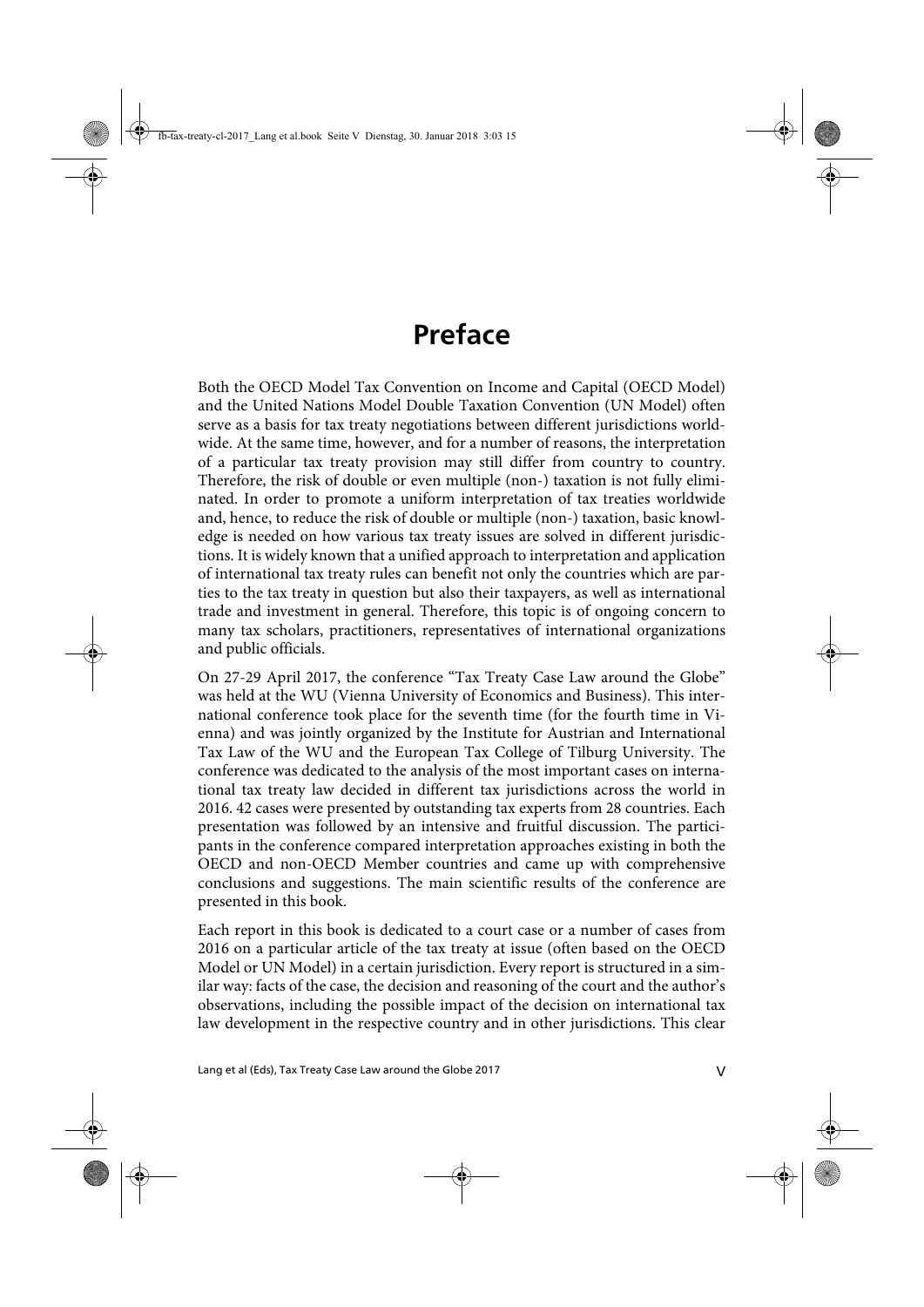# Preface

Both the OECD Model Tax Convention on Income and Capital (OECD Model) and the United Nations Model Double Taxation Convention (UN Model) often serve as a basis for tax treaty negotiations between different jurisdictions worldwide. At the same time, however, and for a number of reasons, the interpretation of a particular tax treaty provision may still differ from country to country. Therefore, the risk of double or even multiple (non-) taxation is not fully eliminated. In order to promote a uniform interpretation of tax treaties worldwide and, hence, to reduce the risk of double or multiple (non-) taxation, basic knowledge is needed on how various tax treaty issues are solved in different jurisdictions. It is widely known that a unified approach to interpretation and application of international tax treaty rules can benefit not only the countries which are parties to the tax treaty in question but also their taxpayers, as well as international trade and investment in general. Therefore, this topic is of ongoing concern to many tax scholars, practitioners, representatives of international organizations and public officials.

On 27-29 April 2017, the conference "Tax Treaty Case Law around the Globe" was held at the WU (Vienna University of Economics and Business). This international conference took place for the seventh time (for the fourth time in Vienna) and was jointly organized by the Institute for Austrian and International Tax Law of the WU and the European Tax College of Tilburg University. The conference was dedicated to the analysis of the most important cases on international tax treaty law decided in different tax jurisdictions across the world in 2016. 42 cases were presented by outstanding tax experts from 28 countries. Each presentation was followed by an intensive and fruitful discussion. The participants in the conference compared interpretation approaches existing in both the OECD and non-OECD Member countries and came up with comprehensive conclusions and suggestions. The main scientific results of the conference are presented in this book.

Each report in this book is dedicated to a court case or a number of cases from 2016 on a particular article of the tax treaty at issue (often based on the OECD Model or UN Model) in a certain jurisdiction. Every report is structured in a similar way: facts of the case, the decision and reasoning of the court and the author's observations, including the possible impact of the decision on international tax law development in the respective country and in other jurisdictions. This clear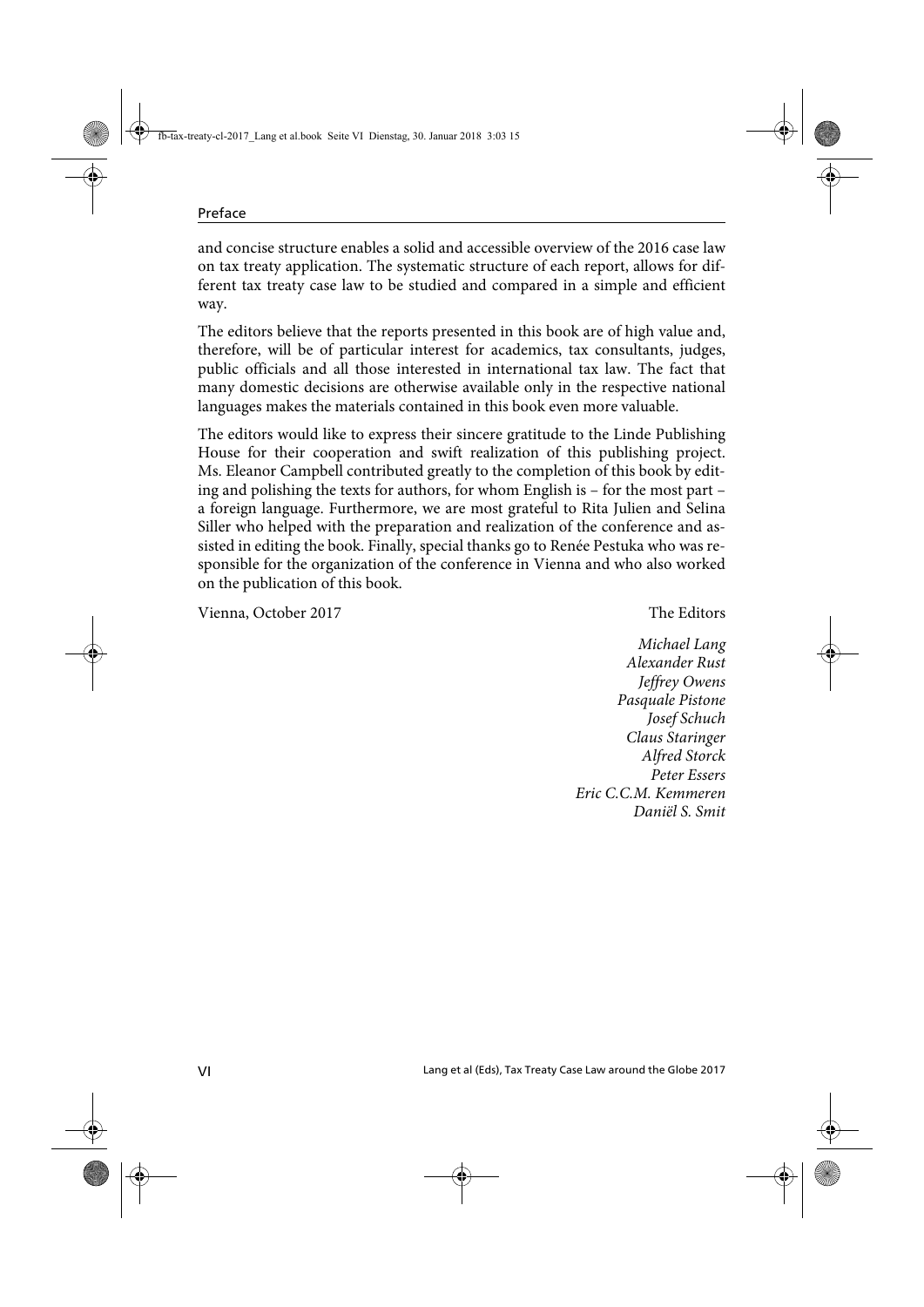and concise structure enables a solid and accessible overview of the 2016 case law on tax treaty application. The systematic structure of each report, allows for different tax treaty case law to be studied and compared in a simple and efficient way.

The editors believe that the reports presented in this book are of high value and, therefore, will be of particular interest for academics, tax consultants, judges, public officials and all those interested in international tax law. The fact that many domestic decisions are otherwise available only in the respective national languages makes the materials contained in this book even more valuable.

The editors would like to express their sincere gratitude to the Linde Publishing House for their cooperation and swift realization of this publishing project. Ms. Eleanor Campbell contributed greatly to the completion of this book by editing and polishing the texts for authors, for whom English is – for the most part – a foreign language. Furthermore, we are most grateful to Rita Julien and Selina Siller who helped with the preparation and realization of the conference and assisted in editing the book. Finally, special thanks go to Renée Pestuka who was responsible for the organization of the conference in Vienna and who also worked on the publication of this book.

Vienna, October 2017

The Editors

*Michael Lang*
*Alexander Rust*
*Jeffrey Owens*
*Pasquale Pistone*
*Josef Schuch*
*Claus Staringer*
*Alfred Storck*
*Peter Essers*
*Eric C.C.M. Kemmeren*
*Daniël S. Smit*